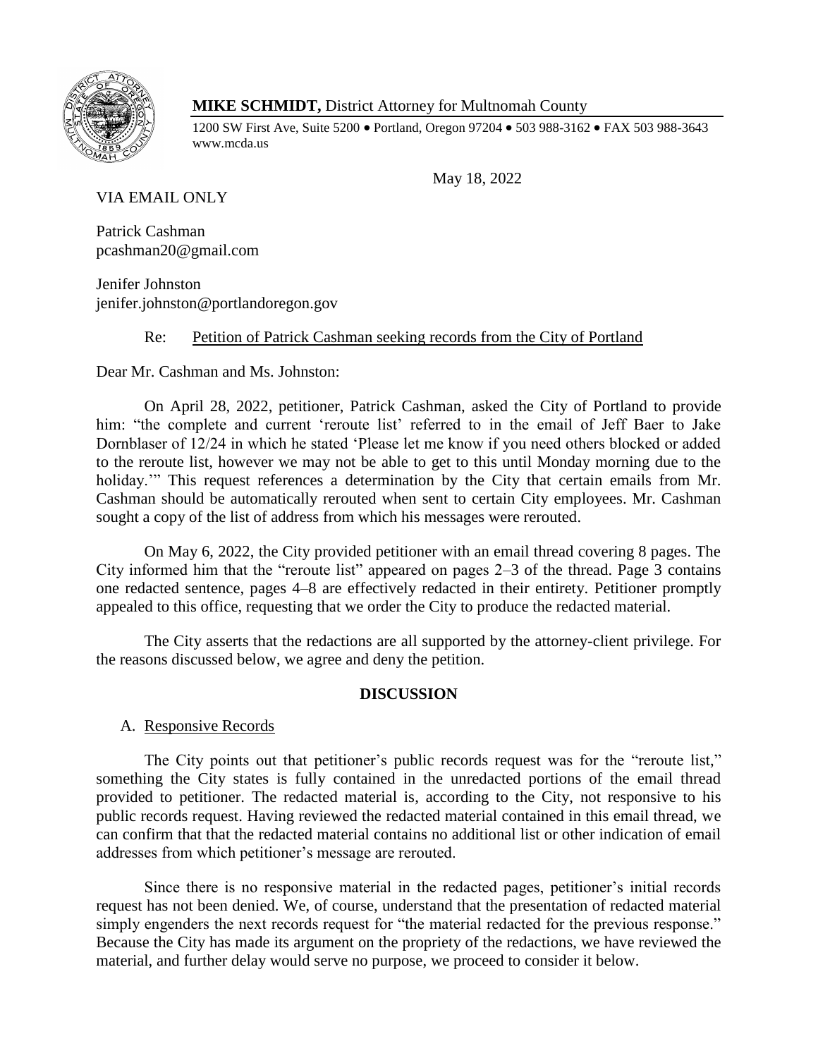**MIKE SCHMIDT,** District Attorney for Multnomah County

1200 SW First Ave, Suite 5200 • Portland, Oregon 97204 • 503 988-3162 • FAX 503 988-3643
www.mcda.us

May 18, 2022

VIA EMAIL ONLY

Patrick Cashman
pcashman20@gmail.com

Jenifer Johnston
jenifer.johnston@portlandoregon.gov

Re: Petition of Patrick Cashman seeking records from the City of Portland

Dear Mr. Cashman and Ms. Johnston:

On April 28, 2022, petitioner, Patrick Cashman, asked the City of Portland to provide him: "the complete and current 'reroute list' referred to in the email of Jeff Baer to Jake Dornblaser of 12/24 in which he stated 'Please let me know if you need others blocked or added to the reroute list, however we may not be able to get to this until Monday morning due to the holiday.'" This request references a determination by the City that certain emails from Mr. Cashman should be automatically rerouted when sent to certain City employees. Mr. Cashman sought a copy of the list of address from which his messages were rerouted.

On May 6, 2022, the City provided petitioner with an email thread covering 8 pages. The City informed him that the "reroute list" appeared on pages 2–3 of the thread. Page 3 contains one redacted sentence, pages 4–8 are effectively redacted in their entirety. Petitioner promptly appealed to this office, requesting that we order the City to produce the redacted material.

The City asserts that the redactions are all supported by the attorney-client privilege. For the reasons discussed below, we agree and deny the petition.

## DISCUSSION

### A. Responsive Records

The City points out that petitioner's public records request was for the "reroute list," something the City states is fully contained in the unredacted portions of the email thread provided to petitioner. The redacted material is, according to the City, not responsive to his public records request. Having reviewed the redacted material contained in this email thread, we can confirm that that the redacted material contains no additional list or other indication of email addresses from which petitioner's message are rerouted.

Since there is no responsive material in the redacted pages, petitioner's initial records request has not been denied. We, of course, understand that the presentation of redacted material simply engenders the next records request for "the material redacted for the previous response." Because the City has made its argument on the propriety of the redactions, we have reviewed the material, and further delay would serve no purpose, we proceed to consider it below.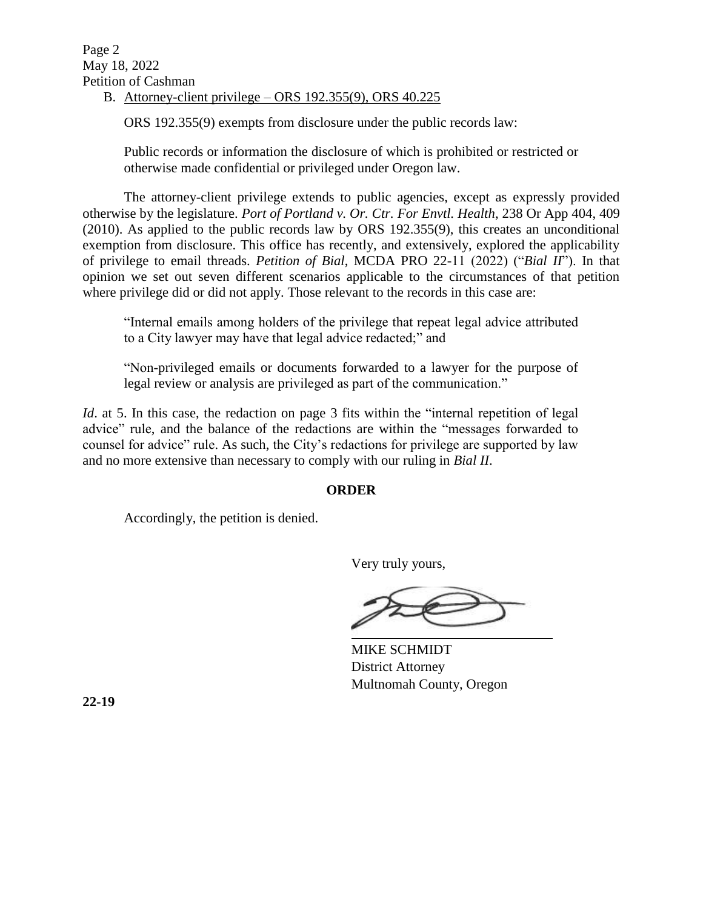B. Attorney-client privilege – ORS 192.355(9), ORS 40.225

ORS 192.355(9) exempts from disclosure under the public records law:

> Public records or information the disclosure of which is prohibited or restricted or otherwise made confidential or privileged under Oregon law.

The attorney-client privilege extends to public agencies, except as expressly provided otherwise by the legislature. *Port of Portland v. Or. Ctr. For Envtl. Health*, 238 Or App 404, 409 (2010). As applied to the public records law by ORS 192.355(9), this creates an unconditional exemption from disclosure. This office has recently, and extensively, explored the applicability of privilege to email threads. *Petition of Bial*, MCDA PRO 22-11 (2022) ("*Bial II*"). In that opinion we set out seven different scenarios applicable to the circumstances of that petition where privilege did or did not apply. Those relevant to the records in this case are:

> "Internal emails among holders of the privilege that repeat legal advice attributed to a City lawyer may have that legal advice redacted;" and
>
> "Non-privileged emails or documents forwarded to a lawyer for the purpose of legal review or analysis are privileged as part of the communication."

*Id*. at 5. In this case, the redaction on page 3 fits within the "internal repetition of legal advice" rule, and the balance of the redactions are within the "messages forwarded to counsel for advice" rule. As such, the City's redactions for privilege are supported by law and no more extensive than necessary to comply with our ruling in *Bial II*.

**ORDER**

Accordingly, the petition is denied.

Very truly yours,

MIKE SCHMIDT
District Attorney
Multnomah County, Oregon

**22-19**